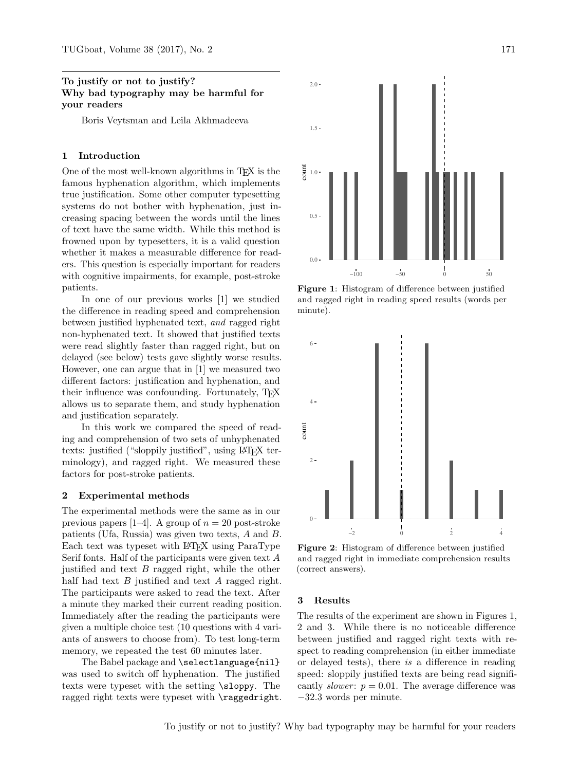# To justify or not to justify? Why bad typography may be harmful for your readers

Boris Veytsman and Leila Akhmadeeva

## 1 Introduction

One of the most well-known algorithms in TEX is the famous hyphenation algorithm, which implements true justification. Some other computer typesetting systems do not bother with hyphenation, just increasing spacing between the words until the lines of text have the same width. While this method is frowned upon by typesetters, it is a valid question whether it makes a measurable difference for readers. This question is especially important for readers with cognitive impairments, for example, post-stroke patients.

In one of our previous works [1] we studied the difference in reading speed and comprehension between justified hyphenated text, *and* ragged right non-hyphenated text. It showed that justified texts were read slightly faster than ragged right, but on delayed (see below) tests gave slightly worse results. However, one can argue that in [1] we measured two different factors: justification and hyphenation, and their influence was confounding. Fortunately, TEX allows us to separate them, and study hyphenation and justification separately.

In this work we compared the speed of reading and comprehension of two sets of unhyphenated texts: justified ("sloppily justified", using LATEX terminology), and ragged right. We measured these factors for post-stroke patients.

## 2 Experimental methods

The experimental methods were the same as in our previous papers [1–4]. A group of $n = 20$ post-stroke patients (Ufa, Russia) was given two texts, $A$ and $B$. Each text was typeset with LATEX using ParaType Serif fonts. Half of the participants were given text $A$ justified and text $B$ ragged right, while the other half had text $B$ justified and text $A$ ragged right. The participants were asked to read the text. After a minute they marked their current reading position. Immediately after the reading the participants were given a multiple choice test (10 questions with 4 variants of answers to choose from). To test long-term memory, we repeated the test 60 minutes later.

The Babel package and `\selectlanguage{nil}` was used to switch off hyphenation. The justified texts were typeset with the setting `\sloppy`. The ragged right texts were typeset with `\raggedright`.

**Figure 1**: Histogram of difference between justified and ragged right in reading speed results (words per minute).

**Figure 2**: Histogram of difference between justified and ragged right in immediate comprehension results (correct answers).

## 3 Results

The results of the experiment are shown in Figures 1, 2 and 3. While there is no noticeable difference between justified and ragged right texts with respect to reading comprehension (in either immediate or delayed tests), there *is* a difference in reading speed: sloppily justified texts are being read significantly *slower*: $p = 0.01$. The average difference was $-32.3$ words per minute.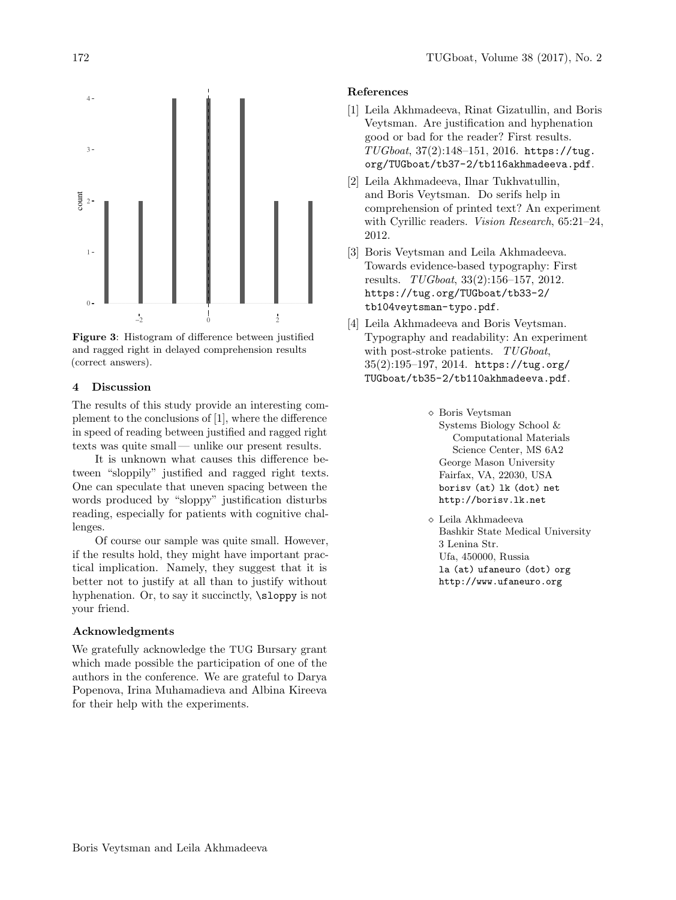4 -

3 -

count 2 -

1 -

0 -

−2 0 2

**Figure 3**: Histogram of difference between justified and ragged right in delayed comprehension results (correct answers).

## 4 Discussion

The results of this study provide an interesting complement to the conclusions of [1], where the difference in speed of reading between justified and ragged right texts was quite small — unlike our present results.

It is unknown what causes this difference between "sloppily" justified and ragged right texts. One can speculate that uneven spacing between the words produced by "sloppy" justification disturbs reading, especially for patients with cognitive challenges.

Of course our sample was quite small. However, if the results hold, they might have important practical implication. Namely, they suggest that it is better not to justify at all than to justify without hyphenation. Or, to say it succinctly, `\sloppy` is not your friend.

### Acknowledgments

We gratefully acknowledge the TUG Bursary grant which made possible the participation of one of the authors in the conference. We are grateful to Darya Popenova, Irina Muhamadieva and Albina Kireeva for their help with the experiments.

### References

[1] Leila Akhmadeeva, Rinat Gizatullin, and Boris Veytsman. Are justification and hyphenation good or bad for the reader? First results. *TUGboat*, 37(2):148–151, 2016. `https://tug.org/TUGboat/tb37-2/tb116akhmadeeva.pdf`.

[2] Leila Akhmadeeva, Ilnar Tukhvatullin, and Boris Veytsman. Do serifs help in comprehension of printed text? An experiment with Cyrillic readers. *Vision Research*, 65:21–24, 2012.

[3] Boris Veytsman and Leila Akhmadeeva. Towards evidence-based typography: First results. *TUGboat*, 33(2):156–157, 2012. `https://tug.org/TUGboat/tb33-2/tb104veytsman-typo.pdf`.

[4] Leila Akhmadeeva and Boris Veytsman. Typography and readability: An experiment with post-stroke patients. *TUGboat*, 35(2):195–197, 2014. `https://tug.org/TUGboat/tb35-2/tb110akhmadeeva.pdf`.

◇ Boris Veytsman
Systems Biology School &
Computational Materials
Science Center, MS 6A2
George Mason University
Fairfax, VA, 22030, USA
`borisv (at) lk (dot) net`
`http://borisv.lk.net`

◇ Leila Akhmadeeva
Bashkir State Medical University
3 Lenina Str.
Ufa, 450000, Russia
`la (at) ufaneuro (dot) org`
`http://www.ufaneuro.org`